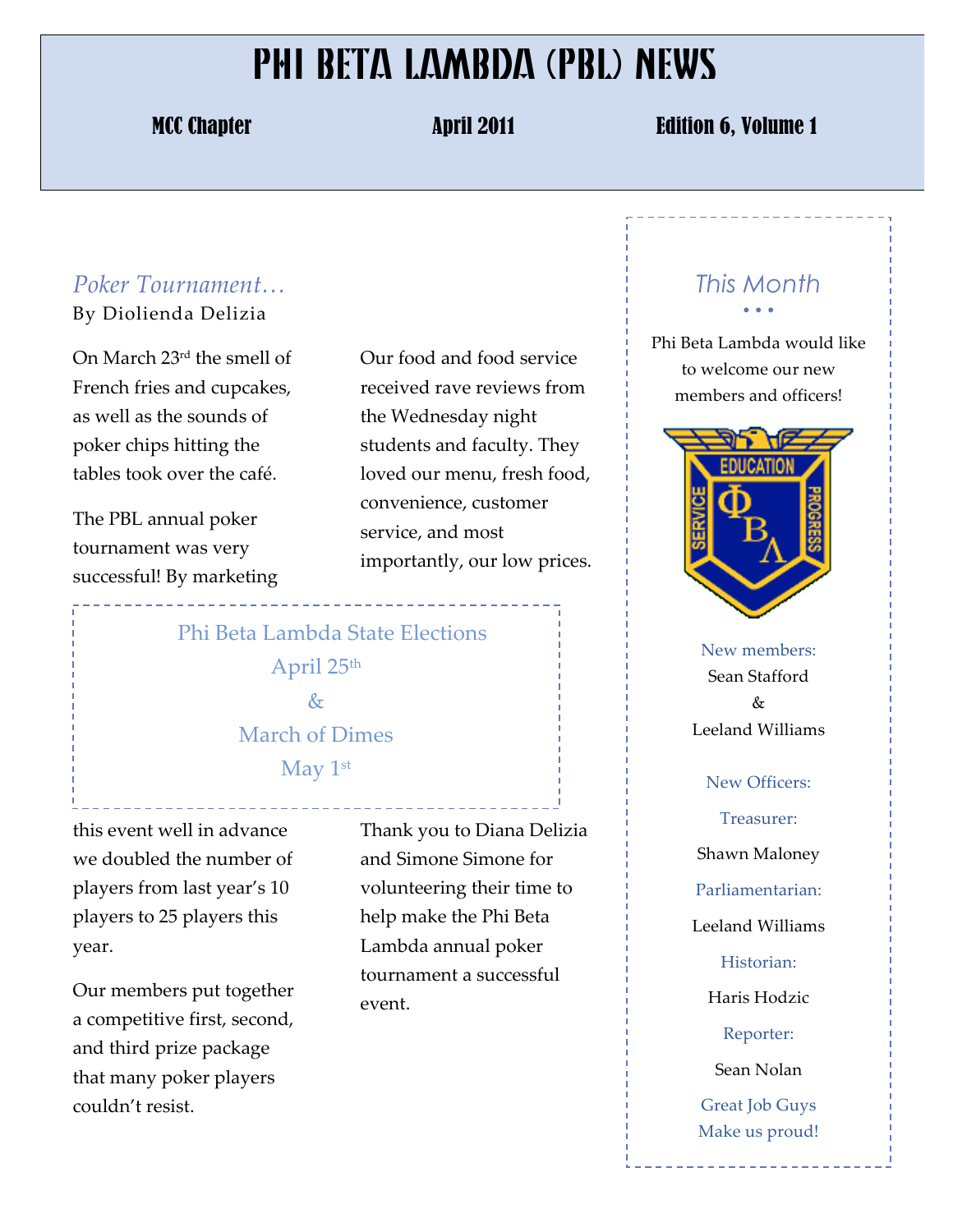# PHI BETA LAMBDA (PBL) NEWS

**MCC Chapter** | **April 2011** | **Edition 6, Volume 1**

## *Poker Tournament…*

By Diolienda Delizia

On March 23rd the smell of French fries and cupcakes, as well as the sounds of poker chips hitting the tables took over the café.

The PBL annual poker tournament was very successful! By marketing this event well in advance we doubled the number of players from last year's 10 players to 25 players this year.

Our members put together a competitive first, second, and third prize package that many poker players couldn't resist.

Our food and food service received rave reviews from the Wednesday night students and faculty. They loved our menu, fresh food, convenience, customer service, and most importantly, our low prices.

Thank you to Diana Delizia and Simone Simone for volunteering their time to help make the Phi Beta Lambda annual poker tournament a successful event.

---

Phi Beta Lambda State Elections
April 25th
&
March of Dimes
May 1st

---

## *This Month*

Phi Beta Lambda would like to welcome our new members and officers!

New members:
Sean Stafford
&
Leeland Williams

New Officers:

Treasurer:
Shawn Maloney

Parliamentarian:
Leeland Williams

Historian:
Haris Hodzic

Reporter:
Sean Nolan

Great Job Guys
Make us proud!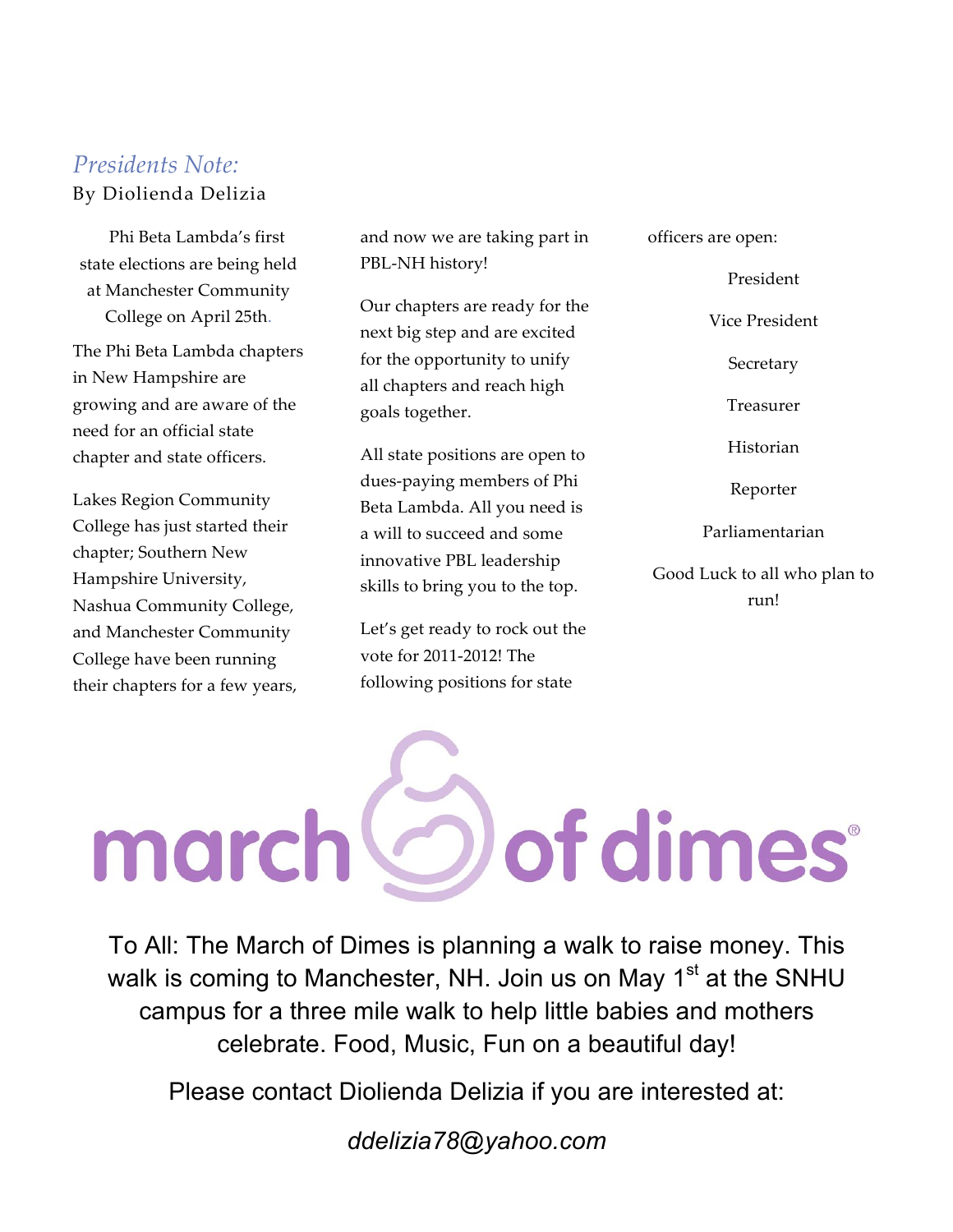*Presidents Note:*

By Diolienda Delizia

Phi Beta Lambda's first state elections are being held at Manchester Community College on April 25th.

The Phi Beta Lambda chapters in New Hampshire are growing and are aware of the need for an official state chapter and state officers.

Lakes Region Community College has just started their chapter; Southern New Hampshire University, Nashua Community College, and Manchester Community College have been running their chapters for a few years, and now we are taking part in PBL-NH history!

Our chapters are ready for the next big step and are excited for the opportunity to unify all chapters and reach high goals together.

All state positions are open to dues-paying members of Phi Beta Lambda. All you need is a will to succeed and some innovative PBL leadership skills to bring you to the top.

Let's get ready to rock out the vote for 2011-2012! The following positions for state officers are open:

President

Vice President

Secretary

Treasurer

Historian

Reporter

Parliamentarian

Good Luck to all who plan to run!

march of dimes®

To All: The March of Dimes is planning a walk to raise money. This walk is coming to Manchester, NH. Join us on May 1st at the SNHU campus for a three mile walk to help little babies and mothers celebrate. Food, Music, Fun on a beautiful day!

Please contact Diolienda Delizia if you are interested at:

*ddelizia78@yahoo.com*